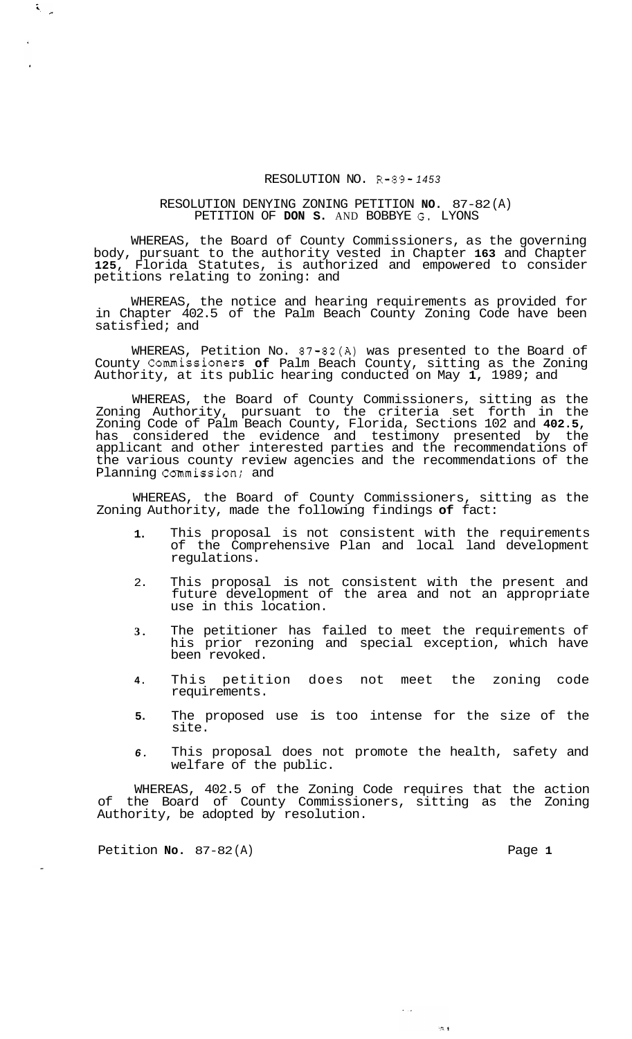RESOLUTION NO. R-89-1453

RESOLUTION DENYING ZONING PETITION NO. 87-82(A)
PETITION OF DON S. AND BOBBYE G. LYONS

WHEREAS, the Board of County Commissioners, as the governing body, pursuant to the authority vested in Chapter 163 and Chapter 125, Florida Statutes, is authorized and empowered to consider petitions relating to zoning: and

WHEREAS, the notice and hearing requirements as provided for in Chapter 402.5 of the Palm Beach County Zoning Code have been satisfied; and

WHEREAS, Petition No. 87-82(A) was presented to the Board of County Commissioners of Palm Beach County, sitting as the Zoning Authority, at its public hearing conducted on May 1, 1989; and

WHEREAS, the Board of County Commissioners, sitting as the Zoning Authority, pursuant to the criteria set forth in the Zoning Code of Palm Beach County, Florida, Sections 102 and 402.5, has considered the evidence and testimony presented by the applicant and other interested parties and the recommendations of the various county review agencies and the recommendations of the Planning Commission; and

WHEREAS, the Board of County Commissioners, sitting as the Zoning Authority, made the following findings of fact:

1. This proposal is not consistent with the requirements of the Comprehensive Plan and local land development regulations.
2. This proposal is not consistent with the present and future development of the area and not an appropriate use in this location.
3. The petitioner has failed to meet the requirements of his prior rezoning and special exception, which have been revoked.
4. This petition does not meet the zoning code requirements.
5. The proposed use is too intense for the size of the site.
6. This proposal does not promote the health, safety and welfare of the public.

WHEREAS, 402.5 of the Zoning Code requires that the action of the Board of County Commissioners, sitting as the Zoning Authority, be adopted by resolution.

Petition No. 87-82(A)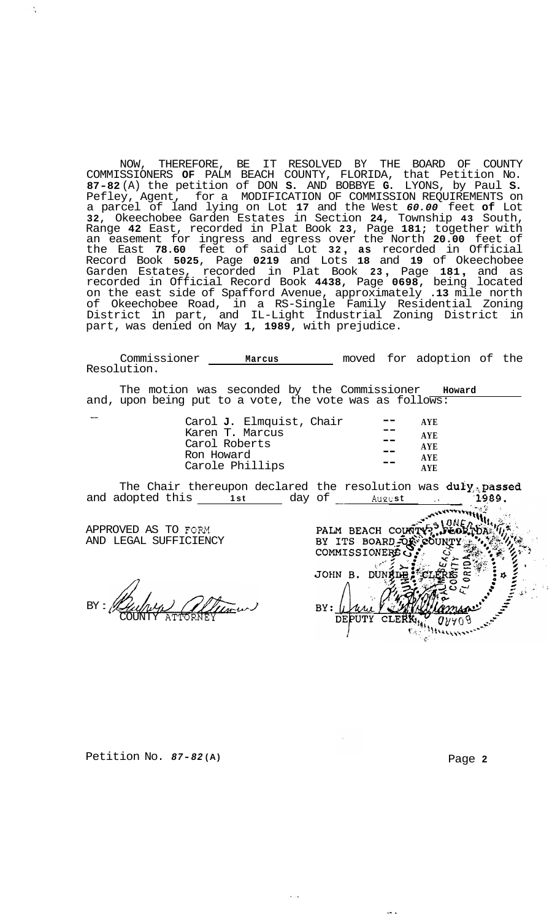NOW, THEREFORE, BE IT RESOLVED BY THE BOARD OF COUNTY COMMISSIONERS **OF** PALM BEACH COUNTY, FLORIDA, that Petition No. **87-82**(A) the petition of DON **S.** AND BOBBYE **G.** LYONS, by Paul **S.** Pefley, Agent, for a MODIFICATION OF COMMISSION REQUIREMENTS on a parcel of land lying on Lot **17** and the West ***60.00*** feet **of** Lot **32**, Okeechobee Garden Estates in Section **24**, Township **43** South, Range **42** East, recorded in Plat Book **23**, Page **181**; together with an easement for ingress and egress over the North **20.00** feet of the East **78.60** feet of said Lot **32, as** recorded in Official Record Book **5025**, Page **0219** and Lots **18** and **19** of Okeechobee Garden Estates, recorded in Plat Book **23**, Page **181**, and as recorded in Official Record Book **4438**, Page **0698**, being located on the east side of Spafford Avenue, approximately .**13** mile north of Okeechobee Road, in a RS-Single Family Residential Zoning District in part, and IL-Light Industrial Zoning District in part, was denied on May **1, 1989**, with prejudice.

Commissioner **Marcus** moved for adoption of the Resolution.

The motion was seconded by the Commissioner **Howard** and, upon being put to a vote, the vote was as follows:

| | | |
|---|---|---|
| Carol J. Elmquist, Chair | -- | AYE |
| Karen T. Marcus | -- | AYE |
| Carol Roberts | -- | AYE |
| Ron Howard | -- | AYE |
| Carole Phillips | -- | AYE |

The Chair thereupon declared the resolution was duly passed and adopted this **1st** day of August 1989.

APPROVED AS TO FORM AND LEGAL SUFFICIENCY

BY: [signature]
COUNTY ATTORNEY

PALM BEACH COUNTY, FLORIDA
BY ITS BOARD OF COUNTY COMMISSIONERS

JOHN B. DUNKLE, CLERK

BY: [signature]
DEPUTY CLERK

Petition No. *87-82*(A)